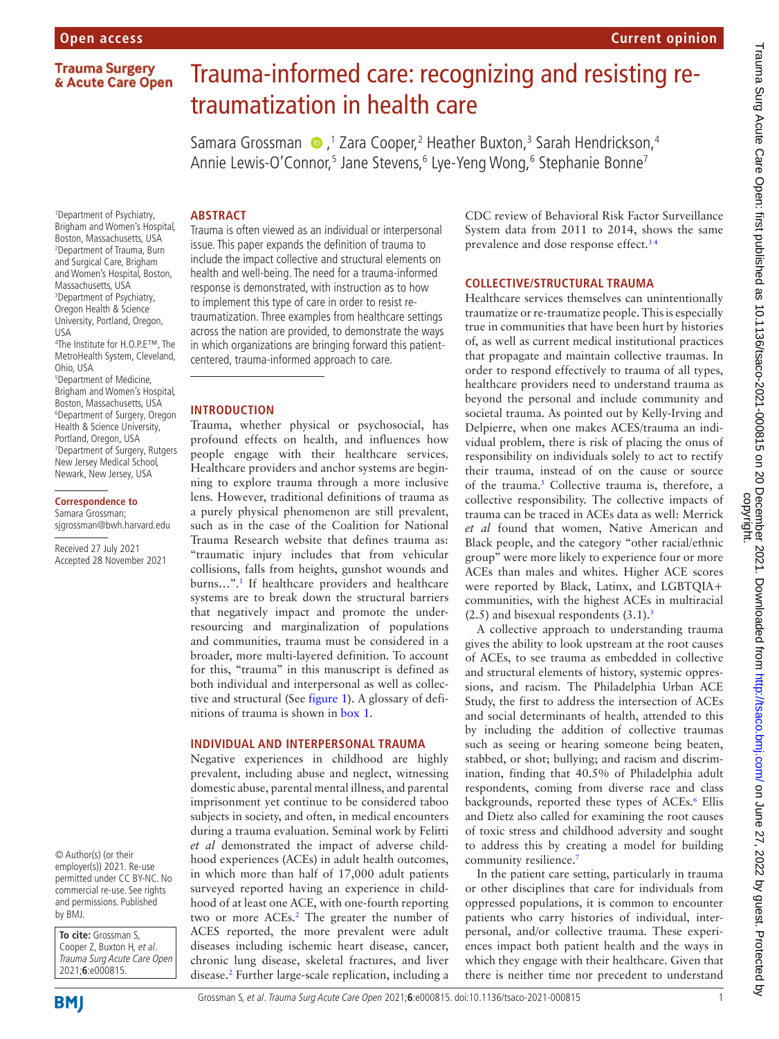Open access

Current opinion

# Trauma-informed care: recognizing and resisting re-traumatization in health care

Samara Grossman[1], Zara Cooper[2], Heather Buxton[3], Sarah Hendrickson[4], Annie Lewis-O'Connor[5], Jane Stevens[6], Lye-Yeng Wong[6], Stephanie Bonne[7]

[1]Department of Psychiatry, Brigham and Women's Hospital, Boston, Massachusetts, USA
[2]Department of Trauma, Burn and Surgical Care, Brigham and Women's Hospital, Boston, Massachusetts, USA
[3]Department of Psychiatry, Oregon Health & Science University, Portland, Oregon, USA
[4]The Institute for H.O.P.E™, The MetroHealth System, Cleveland, Ohio, USA
[5]Department of Medicine, Brigham and Women's Hospital, Boston, Massachusetts, USA
[6]Department of Surgery, Oregon Health & Science University, Portland, Oregon, USA
[7]Department of Surgery, Rutgers New Jersey Medical School, Newark, New Jersey, USA

**Correspondence to**
Samara Grossman; sjgrossman@bwh.harvard.edu

Received 27 July 2021
Accepted 28 November 2021

© Author(s) (or their employer(s)) 2021. Re-use permitted under CC BY-NC. No commercial re-use. See rights and permissions. Published by BMJ.

**To cite:** Grossman S, Cooper Z, Buxton H, *et al*. *Trauma Surg Acute Care Open* 2021;**6**:e000815.

## ABSTRACT

Trauma is often viewed as an individual or interpersonal issue. This paper expands the definition of trauma to include the impact collective and structural elements on health and well-being. The need for a trauma-informed response is demonstrated, with instruction as to how to implement this type of care in order to resist re-traumatization. Three examples from healthcare settings across the nation are provided, to demonstrate the ways in which organizations are bringing forward this patient-centered, trauma-informed approach to care.

## INTRODUCTION

Trauma, whether physical or psychosocial, has profound effects on health, and influences how people engage with their healthcare services. Healthcare providers and anchor systems are beginning to explore trauma through a more inclusive lens. However, traditional definitions of trauma as a purely physical phenomenon are still prevalent, such as in the case of the Coalition for National Trauma Research website that defines trauma as: "traumatic injury includes that from vehicular collisions, falls from heights, gunshot wounds and burns…".[1] If healthcare providers and healthcare systems are to break down the structural barriers that negatively impact and promote the under-resourcing and marginalization of populations and communities, trauma must be considered in a broader, more multi-layered definition. To account for this, "trauma" in this manuscript is defined as both individual and interpersonal as well as collective and structural (See figure 1). A glossary of definitions of trauma is shown in box 1.

## INDIVIDUAL AND INTERPERSONAL TRAUMA

Negative experiences in childhood are highly prevalent, including abuse and neglect, witnessing domestic abuse, parental mental illness, and parental imprisonment yet continue to be considered taboo subjects in society, and often, in medical encounters during a trauma evaluation. Seminal work by Felitti *et al* demonstrated the impact of adverse childhood experiences (ACEs) in adult health outcomes, in which more than half of 17,000 adult patients surveyed reported having an experience in childhood of at least one ACE, with one-fourth reporting two or more ACEs.[2] The greater the number of ACES reported, the more prevalent were adult diseases including ischemic heart disease, cancer, chronic lung disease, skeletal fractures, and liver disease.[2] Further large-scale replication, including a CDC review of Behavioral Risk Factor Surveillance System data from 2011 to 2014, shows the same prevalence and dose response effect.[3,4]

## COLLECTIVE/STRUCTURAL TRAUMA

Healthcare services themselves can unintentionally traumatize or re-traumatize people. This is especially true in communities that have been hurt by histories of, as well as current medical institutional practices that propagate and maintain collective traumas. In order to respond effectively to trauma of all types, healthcare providers need to understand trauma as beyond the personal and include community and societal trauma. As pointed out by Kelly-Irving and Delpierre, when one makes ACES/trauma an individual problem, there is risk of placing the onus of responsibility on individuals solely to act to rectify their trauma, instead of on the cause or source of the trauma.[5] Collective trauma is, therefore, a collective responsibility. The collective impacts of trauma can be traced in ACEs data as well: Merrick *et al* found that women, Native American and Black people, and the category "other racial/ethnic group" were more likely to experience four or more ACEs than males and whites. Higher ACE scores were reported by Black, Latinx, and LGBTQIA+ communities, with the highest ACEs in multiracial (2.5) and bisexual respondents (3.1).[3]

A collective approach to understanding trauma gives the ability to look upstream at the root causes of ACEs, to see trauma as embedded in collective and structural elements of history, systemic oppressions, and racism. The Philadelphia Urban ACE Study, the first to address the intersection of ACEs and social determinants of health, attended to this by including the addition of collective traumas such as seeing or hearing someone being beaten, stabbed, or shot; bullying; and racism and discrimination, finding that 40.5% of Philadelphia adult respondents, coming from diverse race and class backgrounds, reported these types of ACEs.[6] Ellis and Dietz also called for examining the root causes of toxic stress and childhood adversity and sought to address this by creating a model for building community resilience.[7]

In the patient care setting, particularly in trauma or other disciplines that care for individuals from oppressed populations, it is common to encounter patients who carry histories of individual, interpersonal, and/or collective trauma. These experiences impact both patient health and the ways in which they engage with their healthcare. Given that there is neither time nor precedent to understand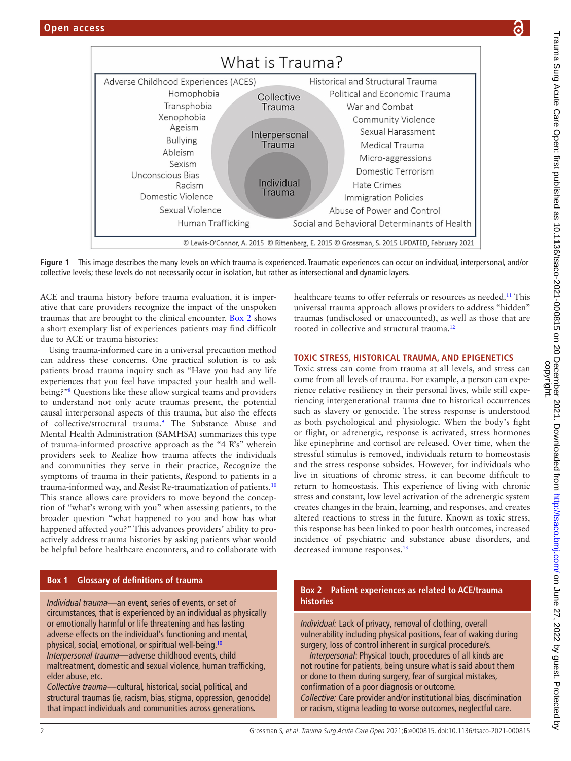What is Trauma?

| Adverse Childhood Experiences (ACES) | Collective Trauma | Historical and Structural Trauma |
|---|---|---|
| Homophobia | Interpersonal Trauma | Political and Economic Trauma |
| Transphobia | Individual Trauma | War and Combat |
| Xenophobia | | Community Violence |
| Ageism | | Sexual Harassment |
| Bullying | | Medical Trauma |
| Ableism | | Micro-aggressions |
| Sexism | | Domestic Terrorism |
| Unconscious Bias | | Hate Crimes |
| Racism | | Immigration Policies |
| Domestic Violence | | Abuse of Power and Control |
| Sexual Violence | | Social and Behavioral Determinants of Health |
| Human Trafficking | | |

© Lewis-O'Connor, A. 2015 © Rittenberg, E. 2015 © Grossman, S. 2015 UPDATED, February 2021

**Figure 1** This image describes the many levels on which trauma is experienced. Traumatic experiences can occur on individual, interpersonal, and/or collective levels; these levels do not necessarily occur in isolation, but rather as intersectional and dynamic layers.

ACE and trauma history before trauma evaluation, it is imperative that care providers recognize the impact of the unspoken traumas that are brought to the clinical encounter. Box 2 shows a short exemplary list of experiences patients may find difficult due to ACE or trauma histories:

Using trauma-informed care in a universal precaution method can address these concerns. One practical solution is to ask patients broad trauma inquiry such as "Have you had any life experiences that you feel have impacted your health and well-being?"[8] Questions like these allow surgical teams and providers to understand not only acute traumas present, the potential causal interpersonal aspects of this trauma, but also the effects of collective/structural trauma.[9] The Substance Abuse and Mental Health Administration (SAMHSA) summarizes this type of trauma-informed proactive approach as the "4 R's" wherein providers seek to *R*ealize how trauma affects the individuals and communities they serve in their practice, *R*ecognize the symptoms of trauma in their patients, *R*espond to patients in a trauma-informed way, and *R*esist Re-traumatization of patients.[10] This stance allows care providers to move beyond the conception of "what's wrong with you" when assessing patients, to the broader question "what happened to you and how has what happened affected you?" This advances providers' ability to proactively address trauma histories by asking patients what would be helpful before healthcare encounters, and to collaborate with healthcare teams to offer referrals or resources as needed.[11] This universal trauma approach allows providers to address "hidden" traumas (undisclosed or unaccounted), as well as those that are rooted in collective and structural trauma.[12]

## TOXIC STRESS, HISTORICAL TRAUMA, AND EPIGENETICS

Toxic stress can come from trauma at all levels, and stress can come from all levels of trauma. For example, a person can experience relative resiliency in their personal lives, while still experiencing intergenerational trauma due to historical occurrences such as slavery or genocide. The stress response is understood as both psychological and physiologic. When the body's fight or flight, or adrenergic, response is activated, stress hormones like epinephrine and cortisol are released. Over time, when the stressful stimulus is removed, individuals return to homeostasis and the stress response subsides. However, for individuals who live in situations of chronic stress, it can become difficult to return to homeostasis. This experience of living with chronic stress and constant, low level activation of the adrenergic system creates changes in the brain, learning, and responses, and creates altered reactions to stress in the future. Known as toxic stress, this response has been linked to poor health outcomes, increased incidence of psychiatric and substance abuse disorders, and decreased immune responses.[13]

**Box 1 Glossary of definitions of trauma**

*Individual trauma*—an event, series of events, or set of circumstances, that is experienced by an individual as physically or emotionally harmful or life threatening and has lasting adverse effects on the individual's functioning and mental, physical, social, emotional, or spiritual well-being.[10]
*Interpersonal trauma*—adverse childhood events, child maltreatment, domestic and sexual violence, human trafficking, elder abuse, etc.
*Collective trauma*—cultural, historical, social, political, and structural traumas (ie, racism, bias, stigma, oppression, genocide) that impact individuals and communities across generations.

**Box 2 Patient experiences as related to ACE/trauma histories**

*Individual:* Lack of privacy, removal of clothing, overall vulnerability including physical positions, fear of waking during surgery, loss of control inherent in surgical procedure/s.
*Interpersonal*: Physical touch, procedures of all kinds are not routine for patients, being unsure what is said about them or done to them during surgery, fear of surgical mistakes, confirmation of a poor diagnosis or outcome.
*Collective:* Care provider and/or institutional bias, discrimination or racism, stigma leading to worse outcomes, neglectful care.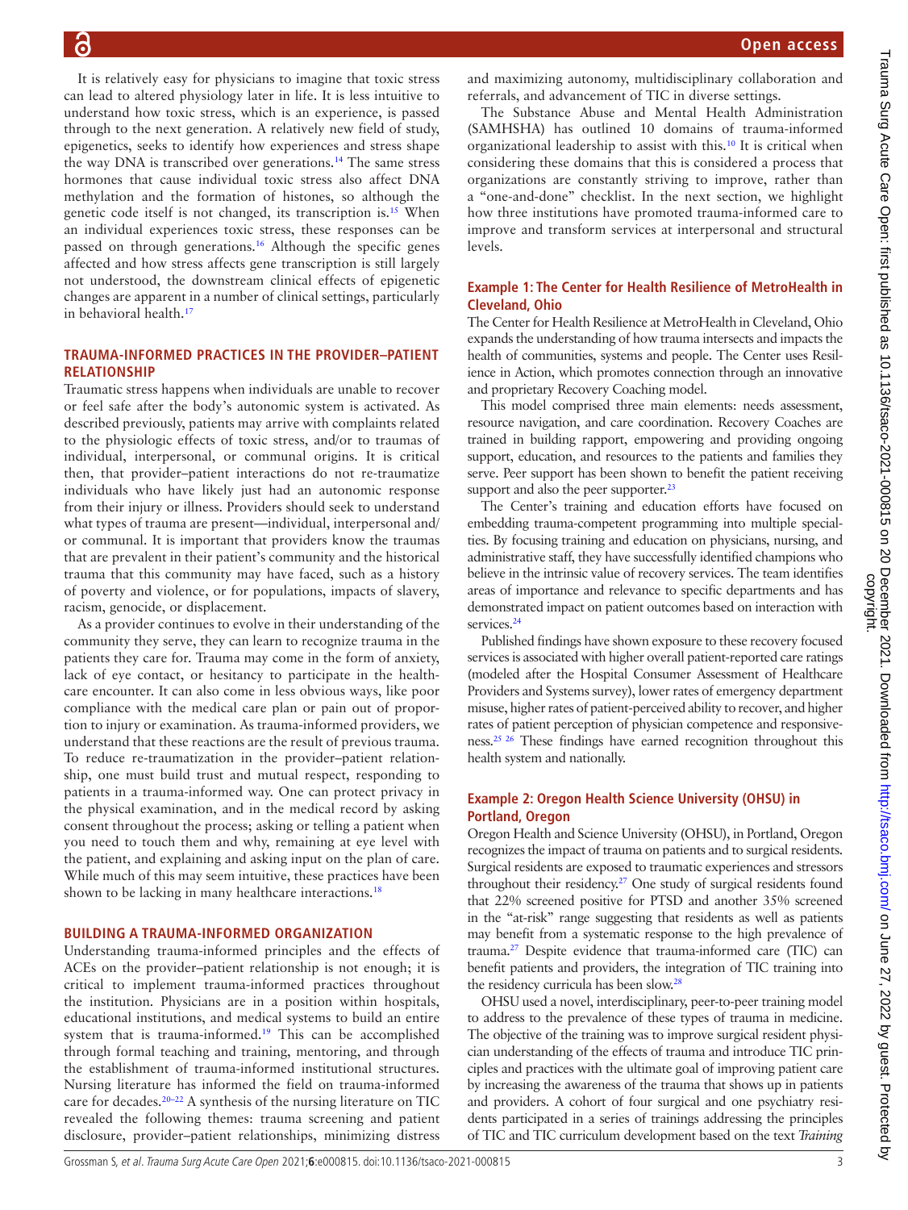It is relatively easy for physicians to imagine that toxic stress can lead to altered physiology later in life. It is less intuitive to understand how toxic stress, which is an experience, is passed through to the next generation. A relatively new field of study, epigenetics, seeks to identify how experiences and stress shape the way DNA is transcribed over generations.[14] The same stress hormones that cause individual toxic stress also affect DNA methylation and the formation of histones, so although the genetic code itself is not changed, its transcription is.[15] When an individual experiences toxic stress, these responses can be passed on through generations.[16] Although the specific genes affected and how stress affects gene transcription is still largely not understood, the downstream clinical effects of epigenetic changes are apparent in a number of clinical settings, particularly in behavioral health.[17]

## TRAUMA-INFORMED PRACTICES IN THE PROVIDER–PATIENT RELATIONSHIP

Traumatic stress happens when individuals are unable to recover or feel safe after the body's autonomic system is activated. As described previously, patients may arrive with complaints related to the physiologic effects of toxic stress, and/or to traumas of individual, interpersonal, or communal origins. It is critical then, that provider–patient interactions do not re-traumatize individuals who have likely just had an autonomic response from their injury or illness. Providers should seek to understand what types of trauma are present—individual, interpersonal and/or communal. It is important that providers know the traumas that are prevalent in their patient's community and the historical trauma that this community may have faced, such as a history of poverty and violence, or for populations, impacts of slavery, racism, genocide, or displacement.

As a provider continues to evolve in their understanding of the community they serve, they can learn to recognize trauma in the patients they care for. Trauma may come in the form of anxiety, lack of eye contact, or hesitancy to participate in the healthcare encounter. It can also come in less obvious ways, like poor compliance with the medical care plan or pain out of proportion to injury or examination. As trauma-informed providers, we understand that these reactions are the result of previous trauma. To reduce re-traumatization in the provider–patient relationship, one must build trust and mutual respect, responding to patients in a trauma-informed way. One can protect privacy in the physical examination, and in the medical record by asking consent throughout the process; asking or telling a patient when you need to touch them and why, remaining at eye level with the patient, and explaining and asking input on the plan of care. While much of this may seem intuitive, these practices have been shown to be lacking in many healthcare interactions.[18]

## BUILDING A TRAUMA-INFORMED ORGANIZATION

Understanding trauma-informed principles and the effects of ACEs on the provider–patient relationship is not enough; it is critical to implement trauma-informed practices throughout the institution. Physicians are in a position within hospitals, educational institutions, and medical systems to build an entire system that is trauma-informed.[19] This can be accomplished through formal teaching and training, mentoring, and through the establishment of trauma-informed institutional structures. Nursing literature has informed the field on trauma-informed care for decades.[20–22] A synthesis of the nursing literature on TIC revealed the following themes: trauma screening and patient disclosure, provider–patient relationships, minimizing distress and maximizing autonomy, multidisciplinary collaboration and referrals, and advancement of TIC in diverse settings.

The Substance Abuse and Mental Health Administration (SAMHSHA) has outlined 10 domains of trauma-informed organizational leadership to assist with this.[10] It is critical when considering these domains that this is considered a process that organizations are constantly striving to improve, rather than a "one-and-done" checklist. In the next section, we highlight how three institutions have promoted trauma-informed care to improve and transform services at interpersonal and structural levels.

### Example 1: The Center for Health Resilience of MetroHealth in Cleveland, Ohio

The Center for Health Resilience at MetroHealth in Cleveland, Ohio expands the understanding of how trauma intersects and impacts the health of communities, systems and people. The Center uses Resilience in Action, which promotes connection through an innovative and proprietary Recovery Coaching model.

This model comprised three main elements: needs assessment, resource navigation, and care coordination. Recovery Coaches are trained in building rapport, empowering and providing ongoing support, education, and resources to the patients and families they serve. Peer support has been shown to benefit the patient receiving support and also the peer supporter.[23]

The Center's training and education efforts have focused on embedding trauma-competent programming into multiple specialties. By focusing training and education on physicians, nursing, and administrative staff, they have successfully identified champions who believe in the intrinsic value of recovery services. The team identifies areas of importance and relevance to specific departments and has demonstrated impact on patient outcomes based on interaction with services.[24]

Published findings have shown exposure to these recovery focused services is associated with higher overall patient-reported care ratings (modeled after the Hospital Consumer Assessment of Healthcare Providers and Systems survey), lower rates of emergency department misuse, higher rates of patient-perceived ability to recover, and higher rates of patient perception of physician competence and responsiveness.[25 26] These findings have earned recognition throughout this health system and nationally.

### Example 2: Oregon Health Science University (OHSU) in Portland, Oregon

Oregon Health and Science University (OHSU), in Portland, Oregon recognizes the impact of trauma on patients and to surgical residents. Surgical residents are exposed to traumatic experiences and stressors throughout their residency.[27] One study of surgical residents found that 22% screened positive for PTSD and another 35% screened in the "at-risk" range suggesting that residents as well as patients may benefit from a systematic response to the high prevalence of trauma.[27] Despite evidence that trauma-informed care (TIC) can benefit patients and providers, the integration of TIC training into the residency curricula has been slow.[28]

OHSU used a novel, interdisciplinary, peer-to-peer training model to address to the prevalence of these types of trauma in medicine. The objective of the training was to improve surgical resident physician understanding of the effects of trauma and introduce TIC principles and practices with the ultimate goal of improving patient care by increasing the awareness of the trauma that shows up in patients and providers. A cohort of four surgical and one psychiatry residents participated in a series of trainings addressing the principles of TIC and TIC curriculum development based on the text *Training*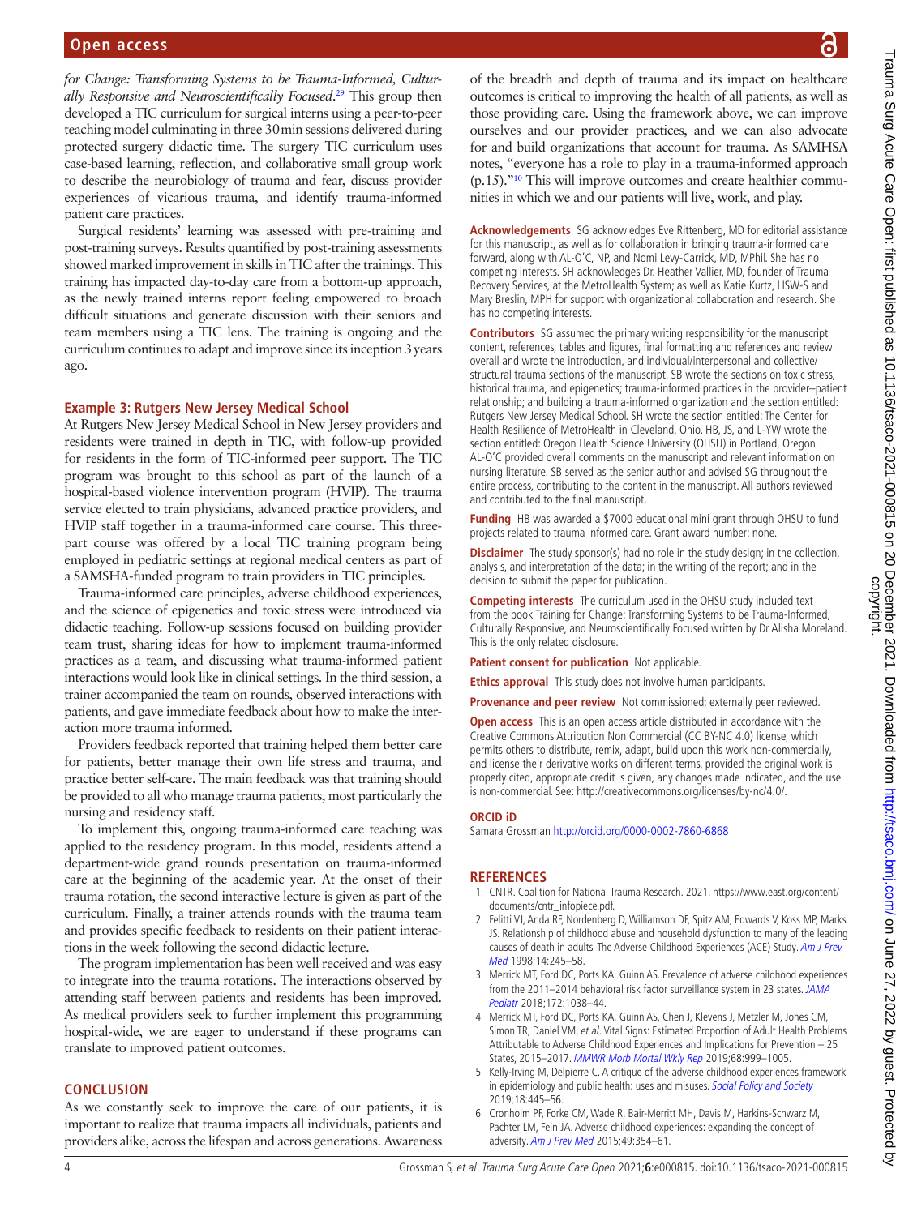*for Change: Transforming Systems to be Trauma-Informed, Culturally Responsive and Neuroscientifically Focused*.[29] This group then developed a TIC curriculum for surgical interns using a peer-to-peer teaching model culminating in three 30 min sessions delivered during protected surgery didactic time. The surgery TIC curriculum uses case-based learning, reflection, and collaborative small group work to describe the neurobiology of trauma and fear, discuss provider experiences of vicarious trauma, and identify trauma-informed patient care practices.

Surgical residents' learning was assessed with pre-training and post-training surveys. Results quantified by post-training assessments showed marked improvement in skills in TIC after the trainings. This training has impacted day-to-day care from a bottom-up approach, as the newly trained interns report feeling empowered to broach difficult situations and generate discussion with their seniors and team members using a TIC lens. The training is ongoing and the curriculum continues to adapt and improve since its inception 3 years ago.

### Example 3: Rutgers New Jersey Medical School

At Rutgers New Jersey Medical School in New Jersey providers and residents were trained in depth in TIC, with follow-up provided for residents in the form of TIC-informed peer support. The TIC program was brought to this school as part of the launch of a hospital-based violence intervention program (HVIP). The trauma service elected to train physicians, advanced practice providers, and HVIP staff together in a trauma-informed care course. This three-part course was offered by a local TIC training program being employed in pediatric settings at regional medical centers as part of a SAMSHA-funded program to train providers in TIC principles.

Trauma-informed care principles, adverse childhood experiences, and the science of epigenetics and toxic stress were introduced via didactic teaching. Follow-up sessions focused on building provider team trust, sharing ideas for how to implement trauma-informed practices as a team, and discussing what trauma-informed patient interactions would look like in clinical settings. In the third session, a trainer accompanied the team on rounds, observed interactions with patients, and gave immediate feedback about how to make the interaction more trauma informed.

Providers feedback reported that training helped them better care for patients, better manage their own life stress and trauma, and practice better self-care. The main feedback was that training should be provided to all who manage trauma patients, most particularly the nursing and residency staff.

To implement this, ongoing trauma-informed care teaching was applied to the residency program. In this model, residents attend a department-wide grand rounds presentation on trauma-informed care at the beginning of the academic year. At the onset of their trauma rotation, the second interactive lecture is given as part of the curriculum. Finally, a trainer attends rounds with the trauma team and provides specific feedback to residents on their patient interactions in the week following the second didactic lecture.

The program implementation has been well received and was easy to integrate into the trauma rotations. The interactions observed by attending staff between patients and residents has been improved. As medical providers seek to further implement this programming hospital-wide, we are eager to understand if these programs can translate to improved patient outcomes.

## CONCLUSION

As we constantly seek to improve the care of our patients, it is important to realize that trauma impacts all individuals, patients and providers alike, across the lifespan and across generations. Awareness of the breadth and depth of trauma and its impact on healthcare outcomes is critical to improving the health of all patients, as well as those providing care. Using the framework above, we can improve ourselves and our provider practices, and we can also advocate for and build organizations that account for trauma. As SAMHSA notes, "everyone has a role to play in a trauma-informed approach (p.15)."[10] This will improve outcomes and create healthier communities in which we and our patients will live, work, and play.

**Acknowledgements** SG acknowledges Eve Rittenberg, MD for editorial assistance for this manuscript, as well as for collaboration in bringing trauma-informed care forward, along with AL-O'C, NP, and Nomi Levy-Carrick, MD, MPhil. She has no competing interests. SH acknowledges Dr. Heather Vallier, MD, founder of Trauma Recovery Services, at the MetroHealth System; as well as Katie Kurtz, LISW-S and Mary Breslin, MPH for support with organizational collaboration and research. She has no competing interests.

**Contributors** SG assumed the primary writing responsibility for the manuscript content, references, tables and figures, final formatting and references and review overall and wrote the introduction, and individual/interpersonal and collective/structural trauma sections of the manuscript. SB wrote the sections on toxic stress, historical trauma, and epigenetics; trauma-informed practices in the provider–patient relationship; and building a trauma-informed organization and the section entitled: Rutgers New Jersey Medical School. SH wrote the section entitled: The Center for Health Resilience of MetroHealth in Cleveland, Ohio. HB, JS, and L-YW wrote the section entitled: Oregon Health Science University (OHSU) in Portland, Oregon. AL-O'C provided overall comments on the manuscript and relevant information on nursing literature. SB served as the senior author and advised SG throughout the entire process, contributing to the content in the manuscript. All authors reviewed and contributed to the final manuscript.

**Funding** HB was awarded a $7000 educational mini grant through OHSU to fund projects related to trauma informed care. Grant award number: none.

**Disclaimer** The study sponsor(s) had no role in the study design; in the collection, analysis, and interpretation of the data; in the writing of the report; and in the decision to submit the paper for publication.

**Competing interests** The curriculum used in the OHSU study included text from the book Training for Change: Transforming Systems to be Trauma-Informed, Culturally Responsive, and Neuroscientifically Focused written by Dr Alisha Moreland. This is the only related disclosure.

**Patient consent for publication** Not applicable.

**Ethics approval** This study does not involve human participants.

**Provenance and peer review** Not commissioned; externally peer reviewed.

**Open access** This is an open access article distributed in accordance with the Creative Commons Attribution Non Commercial (CC BY-NC 4.0) license, which permits others to distribute, remix, adapt, build upon this work non-commercially, and license their derivative works on different terms, provided the original work is properly cited, appropriate credit is given, any changes made indicated, and the use is non-commercial. See: http://creativecommons.org/licenses/by-nc/4.0/.

**ORCID iD**

Samara Grossman http://orcid.org/0000-0002-7860-6868

## REFERENCES

1. CNTR. Coalition for National Trauma Research. 2021. https://www.east.org/content/documents/cntr_infopiece.pdf.
2. Felitti VJ, Anda RF, Nordenberg D, Williamson DF, Spitz AM, Edwards V, Koss MP, Marks JS. Relationship of childhood abuse and household dysfunction to many of the leading causes of death in adults. The Adverse Childhood Experiences (ACE) Study. *Am J Prev Med* 1998;14:245–58.
3. Merrick MT, Ford DC, Ports KA, Guinn AS. Prevalence of adverse childhood experiences from the 2011–2014 behavioral risk factor surveillance system in 23 states. *JAMA Pediatr* 2018;172:1038–44.
4. Merrick MT, Ford DC, Ports KA, Guinn AS, Chen J, Klevens J, Metzler M, Jones CM, Simon TR, Daniel VM, *et al*. Vital Signs: Estimated Proportion of Adult Health Problems Attributable to Adverse Childhood Experiences and Implications for Prevention – 25 States, 2015–2017. *MMWR Morb Mortal Wkly Rep* 2019;68:999–1005.
5. Kelly-Irving M, Delpierre C. A critique of the adverse childhood experiences framework in epidemiology and public health: uses and misuses. *Social Policy and Society* 2019;18:445–56.
6. Cronholm PF, Forke CM, Wade R, Bair-Merritt MH, Davis M, Harkins-Schwarz M, Pachter LM, Fein JA. Adverse childhood experiences: expanding the concept of adversity. *Am J Prev Med* 2015;49:354–61.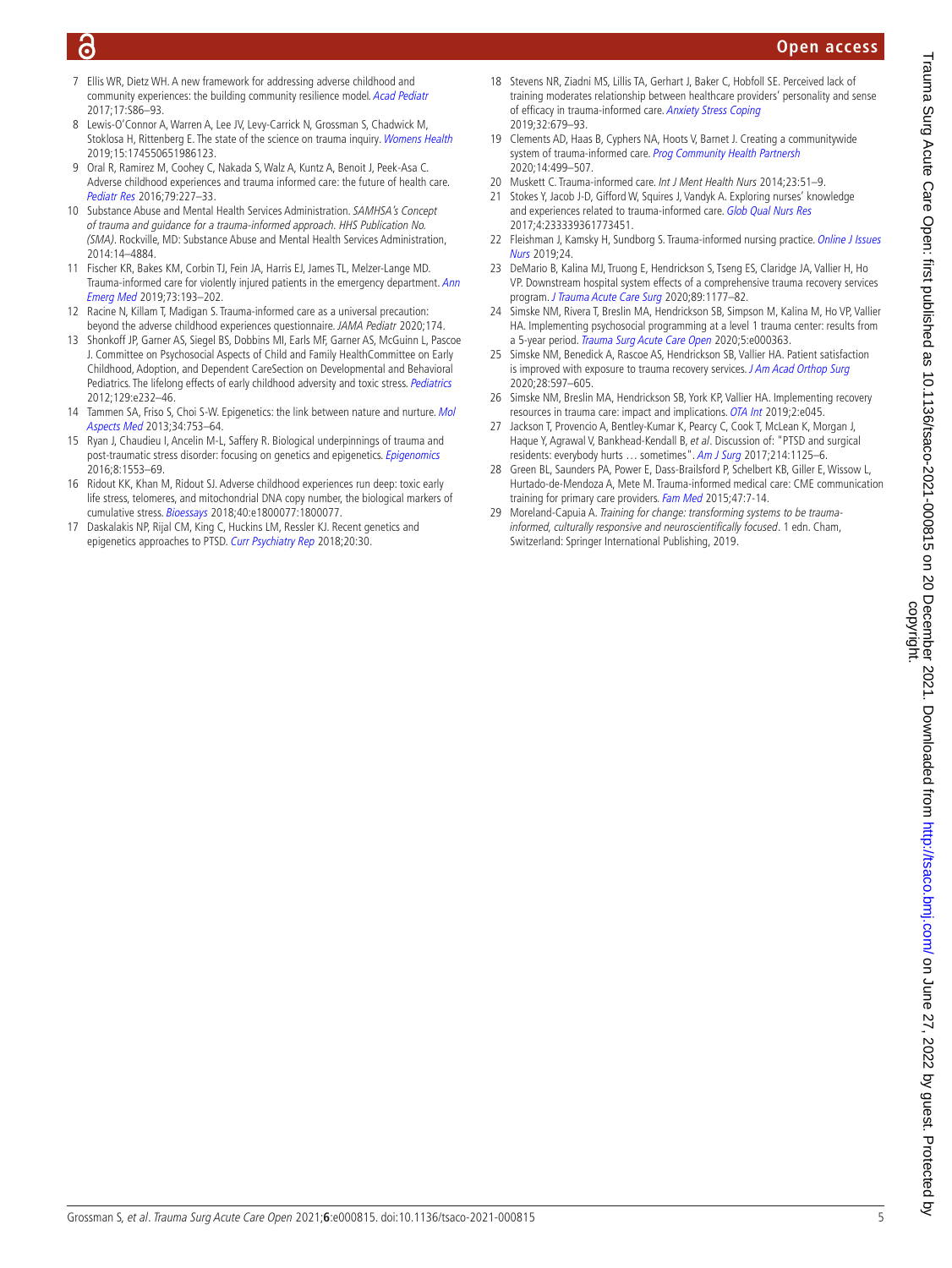7. Ellis WR, Dietz WH. A new framework for addressing adverse childhood and community experiences: the building community resilience model. *Acad Pediatr* 2017;17:S86–93.
8. Lewis-O'Connor A, Warren A, Lee JV, Levy-Carrick N, Grossman S, Chadwick M, Stoklosa H, Rittenberg E. The state of the science on trauma inquiry. *Womens Health* 2019;15:174550651986123.
9. Oral R, Ramirez M, Coohey C, Nakada S, Walz A, Kuntz A, Benoit J, Peek-Asa C. Adverse childhood experiences and trauma informed care: the future of health care. *Pediatr Res* 2016;79:227–33.
10. Substance Abuse and Mental Health Services Administration. *SAMHSA's Concept of trauma and guidance for a trauma-informed approach. HHS Publication No. (SMA)*. Rockville, MD: Substance Abuse and Mental Health Services Administration, 2014:14–4884.
11. Fischer KR, Bakes KM, Corbin TJ, Fein JA, Harris EJ, James TL, Melzer-Lange MD. Trauma-informed care for violently injured patients in the emergency department. *Ann Emerg Med* 2019;73:193–202.
12. Racine N, Killam T, Madigan S. Trauma-informed care as a universal precaution: beyond the adverse childhood experiences questionnaire. *JAMA Pediatr* 2020;174.
13. Shonkoff JP, Garner AS, Siegel BS, Dobbins MI, Earls MF, Garner AS, McGuinn L, Pascoe J. Committee on Psychosocial Aspects of Child and Family HealthCommittee on Early Childhood, Adoption, and Dependent CareSection on Developmental and Behavioral Pediatrics. The lifelong effects of early childhood adversity and toxic stress. *Pediatrics* 2012;129:e232–46.
14. Tammen SA, Friso S, Choi S-W. Epigenetics: the link between nature and nurture. *Mol Aspects Med* 2013;34:753–64.
15. Ryan J, Chaudieu I, Ancelin M-L, Saffery R. Biological underpinnings of trauma and post-traumatic stress disorder: focusing on genetics and epigenetics. *Epigenomics* 2016;8:1553–69.
16. Ridout KK, Khan M, Ridout SJ. Adverse childhood experiences run deep: toxic early life stress, telomeres, and mitochondrial DNA copy number, the biological markers of cumulative stress. *Bioessays* 2018;40:e1800077:1800077.
17. Daskalakis NP, Rijal CM, King C, Huckins LM, Ressler KJ. Recent genetics and epigenetics approaches to PTSD. *Curr Psychiatry Rep* 2018;20:30.
18. Stevens NR, Ziadni MS, Lillis TA, Gerhart J, Baker C, Hobfoll SE. Perceived lack of training moderates relationship between healthcare providers' personality and sense of efficacy in trauma-informed care. *Anxiety Stress Coping* 2019;32:679–93.
19. Clements AD, Haas B, Cyphers NA, Hoots V, Barnet J. Creating a communitywide system of trauma-informed care. *Prog Community Health Partnersh* 2020;14:499–507.
20. Muskett C. Trauma-informed care. *Int J Ment Health Nurs* 2014;23:51–9.
21. Stokes Y, Jacob J-D, Gifford W, Squires J, Vandyk A. Exploring nurses' knowledge and experiences related to trauma-informed care. *Glob Qual Nurs Res* 2017;4:233339361773451.
22. Fleishman J, Kamsky H, Sundborg S. Trauma-informed nursing practice. *Online J Issues Nurs* 2019;24.
23. DeMario B, Kalina MJ, Truong E, Hendrickson S, Tseng ES, Claridge JA, Vallier H, Ho VP. Downstream hospital system effects of a comprehensive trauma recovery services program. *J Trauma Acute Care Surg* 2020;89:1177–82.
24. Simske NM, Rivera T, Breslin MA, Hendrickson SB, Simpson M, Kalina M, Ho VP, Vallier HA. Implementing psychosocial programming at a level 1 trauma center: results from a 5-year period. *Trauma Surg Acute Care Open* 2020;5:e000363.
25. Simske NM, Benedick A, Rascoe AS, Hendrickson SB, Vallier HA. Patient satisfaction is improved with exposure to trauma recovery services. *J Am Acad Orthop Surg* 2020;28:597–605.
26. Simske NM, Breslin MA, Hendrickson SB, York KP, Vallier HA. Implementing recovery resources in trauma care: impact and implications. *OTA Int* 2019;2:e045.
27. Jackson T, Provencio A, Bentley-Kumar K, Pearcy C, Cook T, McLean K, Morgan J, Haque Y, Agrawal V, Bankhead-Kendall B, *et al*. Discussion of: "PTSD and surgical residents: everybody hurts … sometimes". *Am J Surg* 2017;214:1125–6.
28. Green BL, Saunders PA, Power E, Dass-Brailsford P, Schelbert KB, Giller E, Wissow L, Hurtado-de-Mendoza A, Mete M. Trauma-informed medical care: CME communication training for primary care providers. *Fam Med* 2015;47:7-14.
29. Moreland-Capuia A. *Training for change: transforming systems to be trauma-informed, culturally responsive and neuroscientifically focused*. 1 edn. Cham, Switzerland: Springer International Publishing, 2019.